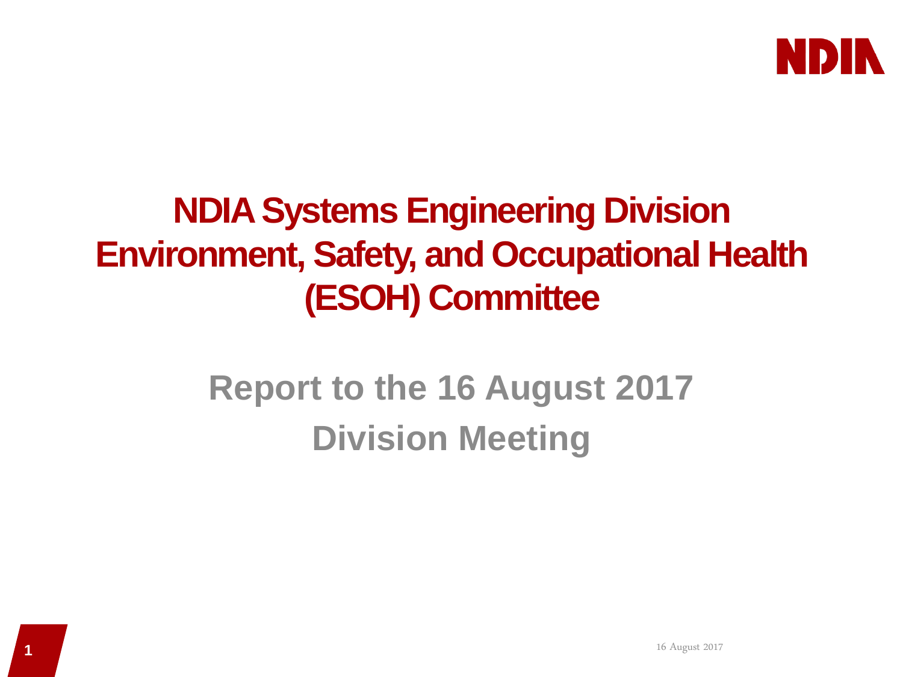# NDIA Systems Engineering Division Environment, Safety, and Occupational Health (ESOH) Committee

## Report to the 16 August 2017 Division Meeting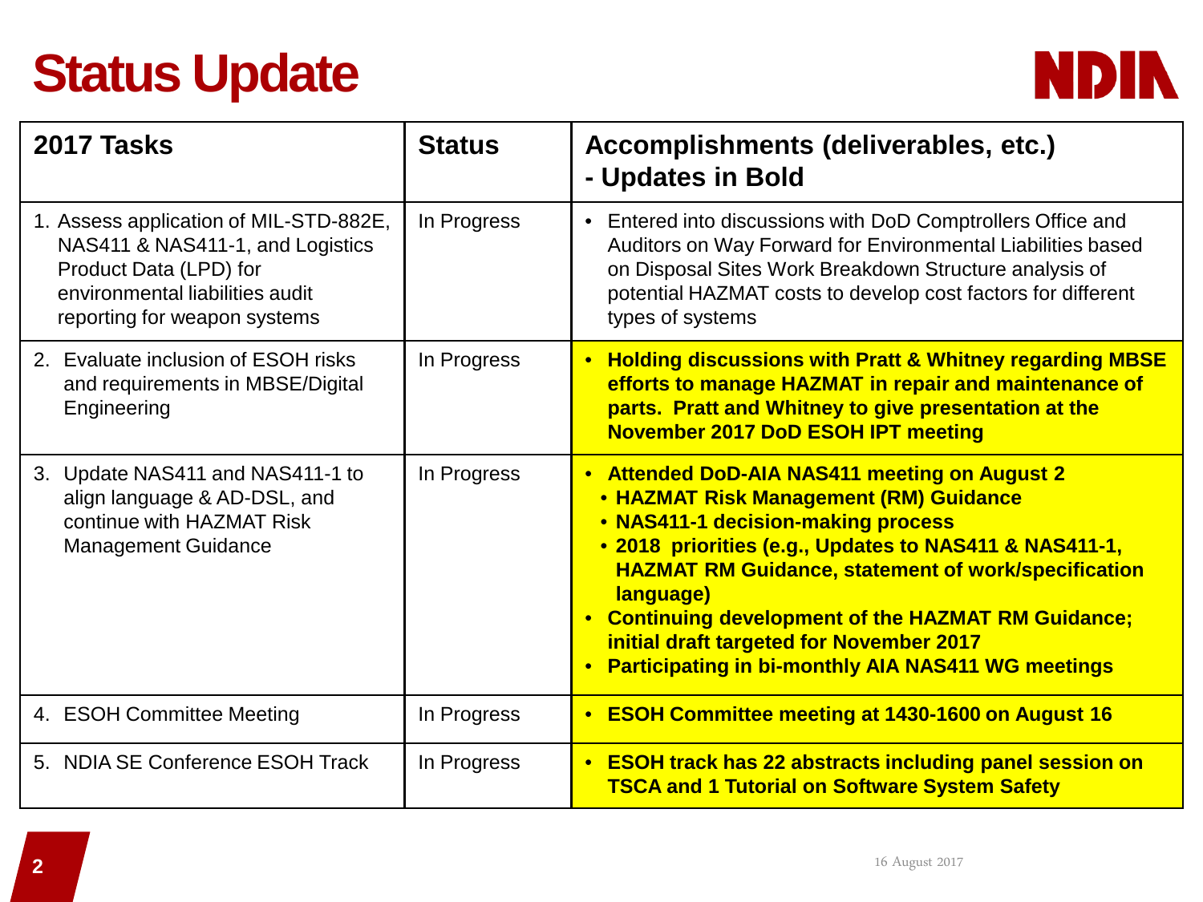# Status Update

| 2017 Tasks | Status | Accomplishments (deliverables, etc.) - Updates in Bold |
|---|---|---|
| 1. Assess application of MIL-STD-882E, NAS411 & NAS411-1, and Logistics Product Data (LPD) for environmental liabilities audit reporting for weapon systems | In Progress | • Entered into discussions with DoD Comptrollers Office and Auditors on Way Forward for Environmental Liabilities based on Disposal Sites Work Breakdown Structure analysis of potential HAZMAT costs to develop cost factors for different types of systems |
| 2. Evaluate inclusion of ESOH risks and requirements in MBSE/Digital Engineering | In Progress | • **Holding discussions with Pratt & Whitney regarding MBSE efforts to manage HAZMAT in repair and maintenance of parts. Pratt and Whitney to give presentation at the November 2017 DoD ESOH IPT meeting** |
| 3. Update NAS411 and NAS411-1 to align language & AD-DSL, and continue with HAZMAT Risk Management Guidance | In Progress | • **Attended DoD-AIA NAS411 meeting on August 2** <br> • **HAZMAT Risk Management (RM) Guidance** <br> • **NAS411-1 decision-making process** <br> • **2018 priorities (e.g., Updates to NAS411 & NAS411-1, HAZMAT RM Guidance, statement of work/specification language)** <br> • **Continuing development of the HAZMAT RM Guidance; initial draft targeted for November 2017** <br> • **Participating in bi-monthly AIA NAS411 WG meetings** |
| 4. ESOH Committee Meeting | In Progress | • **ESOH Committee meeting at 1430-1600 on August 16** |
| 5. NDIA SE Conference ESOH Track | In Progress | • **ESOH track has 22 abstracts including panel session on TSCA and 1 Tutorial on Software System Safety** |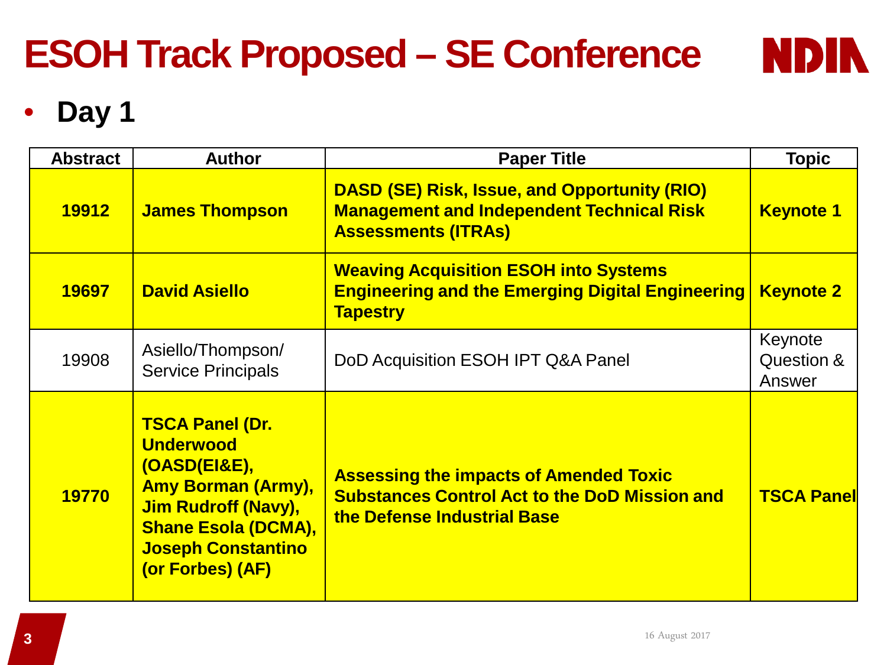# ESOH Track Proposed – SE Conference

- **Day 1**

| Abstract | Author | Paper Title | Topic |
|---|---|---|---|
| **19912** | **James Thompson** | **DASD (SE) Risk, Issue, and Opportunity (RIO) Management and Independent Technical Risk Assessments (ITRAs)** | **Keynote 1** |
| **19697** | **David Asiello** | **Weaving Acquisition ESOH into Systems Engineering and the Emerging Digital Engineering Tapestry** | **Keynote 2** |
| 19908 | Asiello/Thompson/ Service Principals | DoD Acquisition ESOH IPT Q&A Panel | Keynote Question & Answer |
| **19770** | **TSCA Panel (Dr. Underwood (OASD(EI&E), Amy Borman (Army), Jim Rudroff (Navy), Shane Esola (DCMA), Joseph Constantino (or Forbes) (AF)** | **Assessing the impacts of Amended Toxic Substances Control Act to the DoD Mission and the Defense Industrial Base** | **TSCA Panel** |

16 August 2017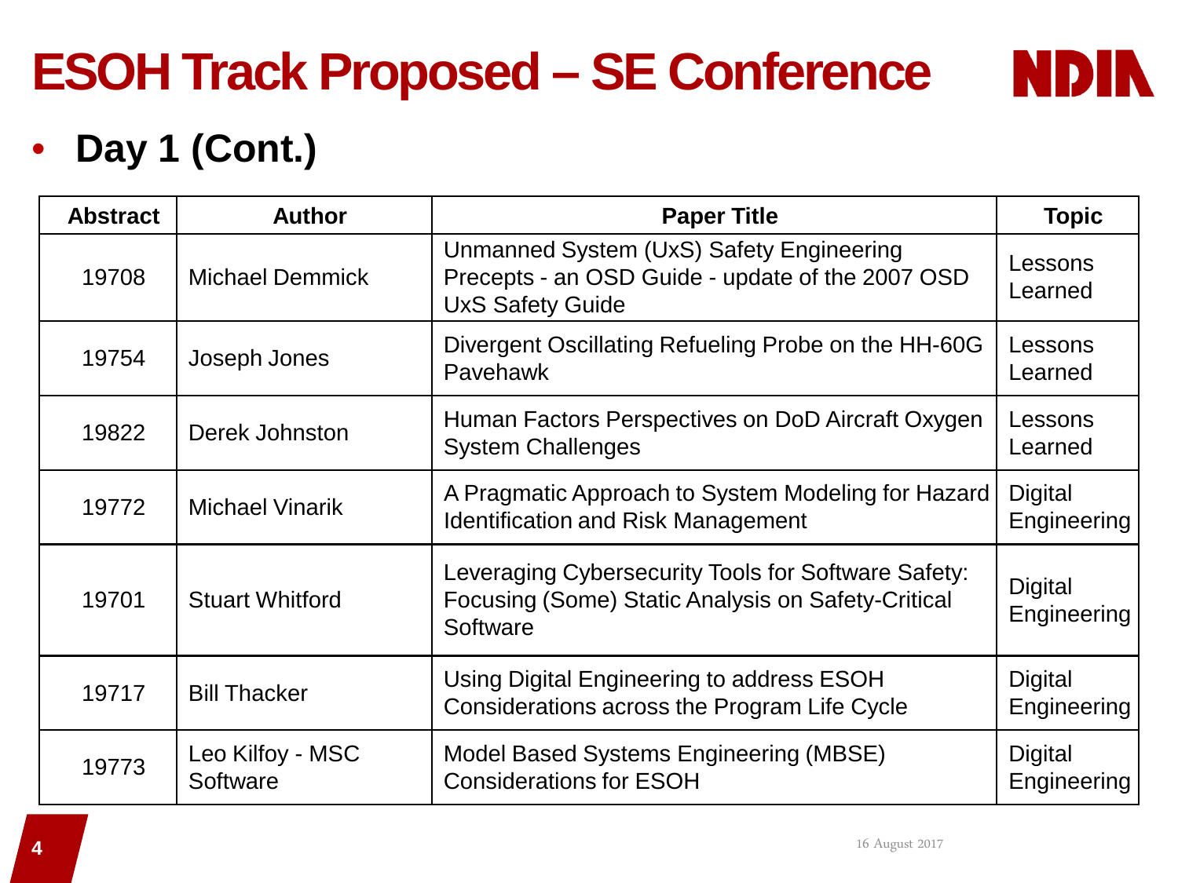# ESOH Track Proposed – SE Conference

- **Day 1 (Cont.)**

| Abstract | Author | Paper Title | Topic |
|---|---|---|---|
| 19708 | Michael Demmick | Unmanned System (UxS) Safety Engineering Precepts - an OSD Guide - update of the 2007 OSD UxS Safety Guide | Lessons Learned |
| 19754 | Joseph Jones | Divergent Oscillating Refueling Probe on the HH-60G Pavehawk | Lessons Learned |
| 19822 | Derek Johnston | Human Factors Perspectives on DoD Aircraft Oxygen System Challenges | Lessons Learned |
| 19772 | Michael Vinarik | A Pragmatic Approach to System Modeling for Hazard Identification and Risk Management | Digital Engineering |
| 19701 | Stuart Whitford | Leveraging Cybersecurity Tools for Software Safety: Focusing (Some) Static Analysis on Safety-Critical Software | Digital Engineering |
| 19717 | Bill Thacker | Using Digital Engineering to address ESOH Considerations across the Program Life Cycle | Digital Engineering |
| 19773 | Leo Kilfoy - MSC Software | Model Based Systems Engineering (MBSE) Considerations for ESOH | Digital Engineering |

16 August 2017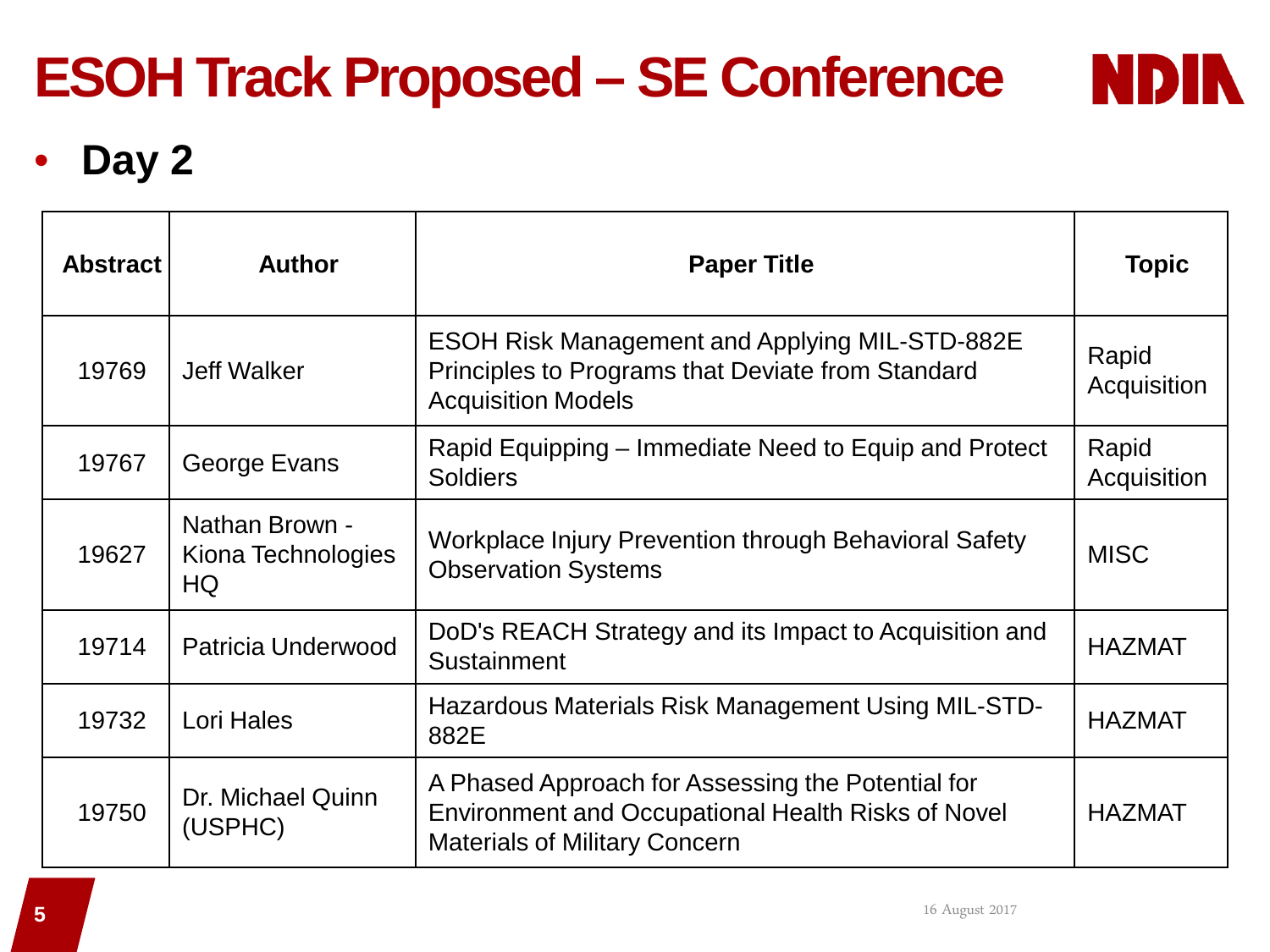# ESOH Track Proposed – SE Conference

- **Day 2**

| Abstract | Author | Paper Title | Topic |
|---|---|---|---|
| 19769 | Jeff Walker | ESOH Risk Management and Applying MIL-STD-882E Principles to Programs that Deviate from Standard Acquisition Models | Rapid Acquisition |
| 19767 | George Evans | Rapid Equipping – Immediate Need to Equip and Protect Soldiers | Rapid Acquisition |
| 19627 | Nathan Brown - Kiona Technologies HQ | Workplace Injury Prevention through Behavioral Safety Observation Systems | MISC |
| 19714 | Patricia Underwood | DoD's REACH Strategy and its Impact to Acquisition and Sustainment | HAZMAT |
| 19732 | Lori Hales | Hazardous Materials Risk Management Using MIL-STD-882E | HAZMAT |
| 19750 | Dr. Michael Quinn (USPHC) | A Phased Approach for Assessing the Potential for Environment and Occupational Health Risks of Novel Materials of Military Concern | HAZMAT |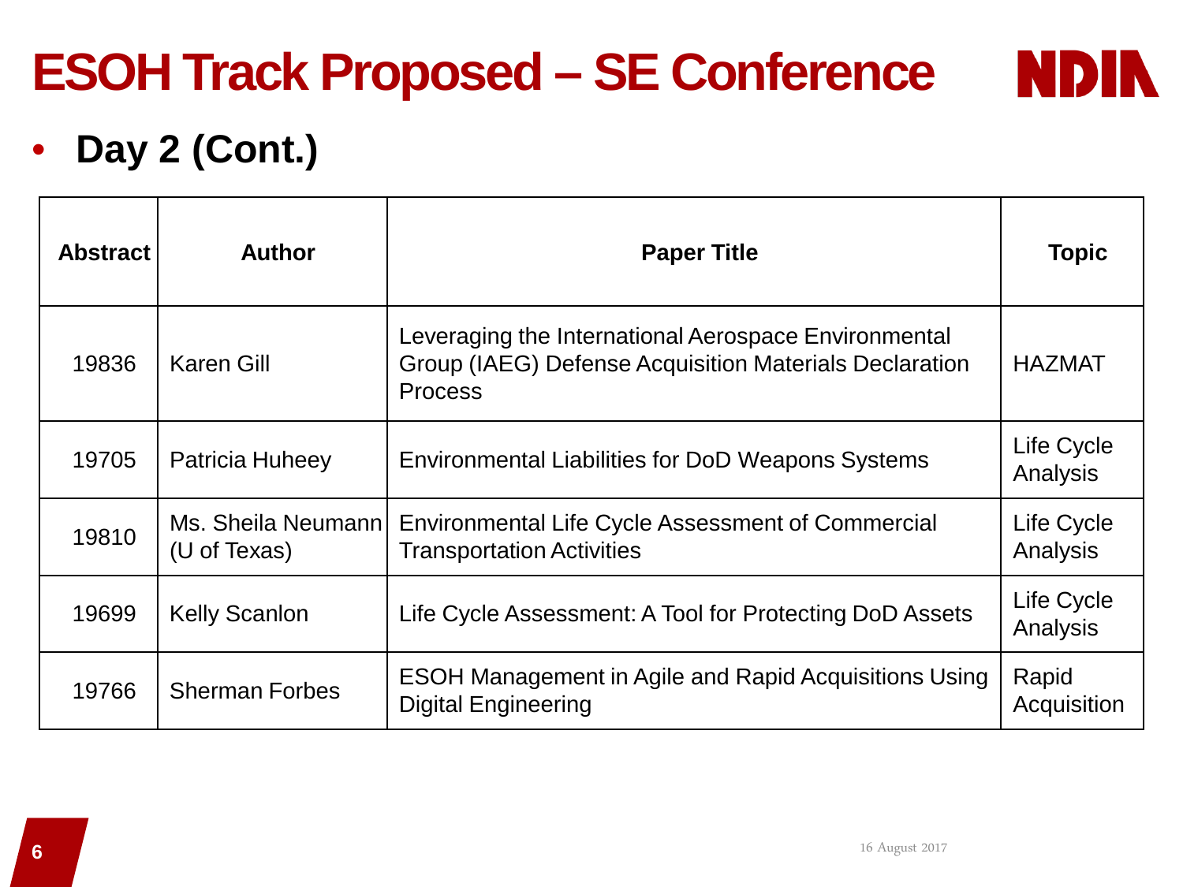# ESOH Track Proposed – SE Conference

- **Day 2 (Cont.)**

| Abstract | Author | Paper Title | Topic |
|---|---|---|---|
| 19836 | Karen Gill | Leveraging the International Aerospace Environmental Group (IAEG) Defense Acquisition Materials Declaration Process | HAZMAT |
| 19705 | Patricia Huheey | Environmental Liabilities for DoD Weapons Systems | Life Cycle Analysis |
| 19810 | Ms. Sheila Neumann (U of Texas) | Environmental Life Cycle Assessment of Commercial Transportation Activities | Life Cycle Analysis |
| 19699 | Kelly Scanlon | Life Cycle Assessment: A Tool for Protecting DoD Assets | Life Cycle Analysis |
| 19766 | Sherman Forbes | ESOH Management in Agile and Rapid Acquisitions Using Digital Engineering | Rapid Acquisition |

16 August 2017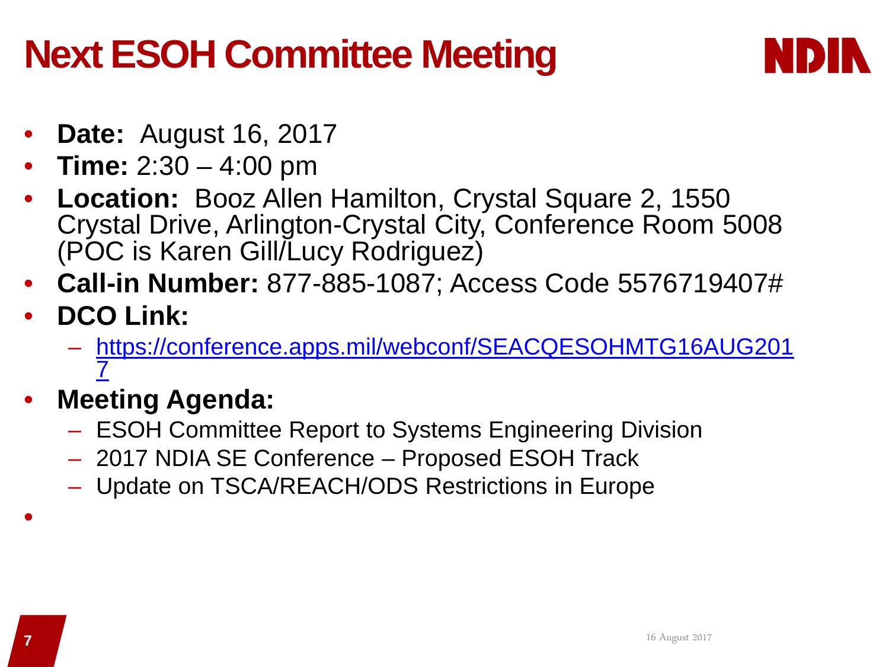# Next ESOH Committee Meeting

- **Date:** August 16, 2017
- **Time:** 2:30 – 4:00 pm
- **Location:** Booz Allen Hamilton, Crystal Square 2, 1550 Crystal Drive, Arlington-Crystal City, Conference Room 5008 (POC is Karen Gill/Lucy Rodriguez)
- **Call-in Number:** 877-885-1087; Access Code 5576719407#
- **DCO Link:**
  - https://conference.apps.mil/webconf/SEACQESOHMTG16AUG2017
- **Meeting Agenda:**
  - ESOH Committee Report to Systems Engineering Division
  - 2017 NDIA SE Conference – Proposed ESOH Track
  - Update on TSCA/REACH/ODS Restrictions in Europe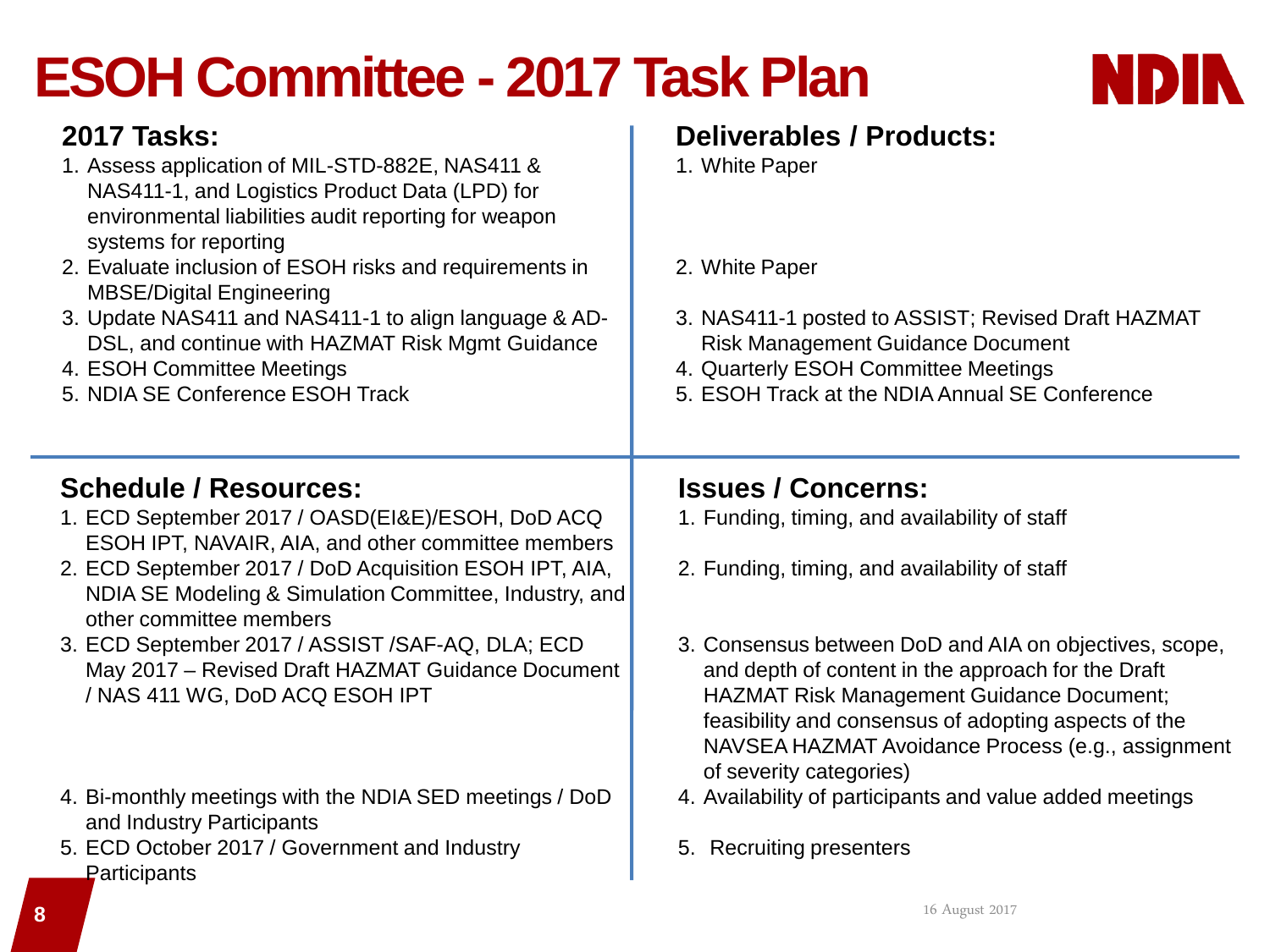# ESOH Committee - 2017 Task Plan

## 2017 Tasks:

1. Assess application of MIL-STD-882E, NAS411 & NAS411-1, and Logistics Product Data (LPD) for environmental liabilities audit reporting for weapon systems for reporting
2. Evaluate inclusion of ESOH risks and requirements in MBSE/Digital Engineering
3. Update NAS411 and NAS411-1 to align language & AD-DSL, and continue with HAZMAT Risk Mgmt Guidance
4. ESOH Committee Meetings
5. NDIA SE Conference ESOH Track

## Deliverables / Products:

1. White Paper
2. White Paper
3. NAS411-1 posted to ASSIST; Revised Draft HAZMAT Risk Management Guidance Document
4. Quarterly ESOH Committee Meetings
5. ESOH Track at the NDIA Annual SE Conference

## Schedule / Resources:

1. ECD September 2017 / OASD(EI&E)/ESOH, DoD ACQ ESOH IPT, NAVAIR, AIA, and other committee members
2. ECD September 2017 / DoD Acquisition ESOH IPT, AIA, NDIA SE Modeling & Simulation Committee, Industry, and other committee members
3. ECD September 2017 / ASSIST /SAF-AQ, DLA; ECD May 2017 – Revised Draft HAZMAT Guidance Document / NAS 411 WG, DoD ACQ ESOH IPT
4. Bi-monthly meetings with the NDIA SED meetings / DoD and Industry Participants
5. ECD October 2017 / Government and Industry Participants

## Issues / Concerns:

1. Funding, timing, and availability of staff
2. Funding, timing, and availability of staff
3. Consensus between DoD and AIA on objectives, scope, and depth of content in the approach for the Draft HAZMAT Risk Management Guidance Document; feasibility and consensus of adopting aspects of the NAVSEA HAZMAT Avoidance Process (e.g., assignment of severity categories)
4. Availability of participants and value added meetings
5. Recruiting presenters

16 August 2017